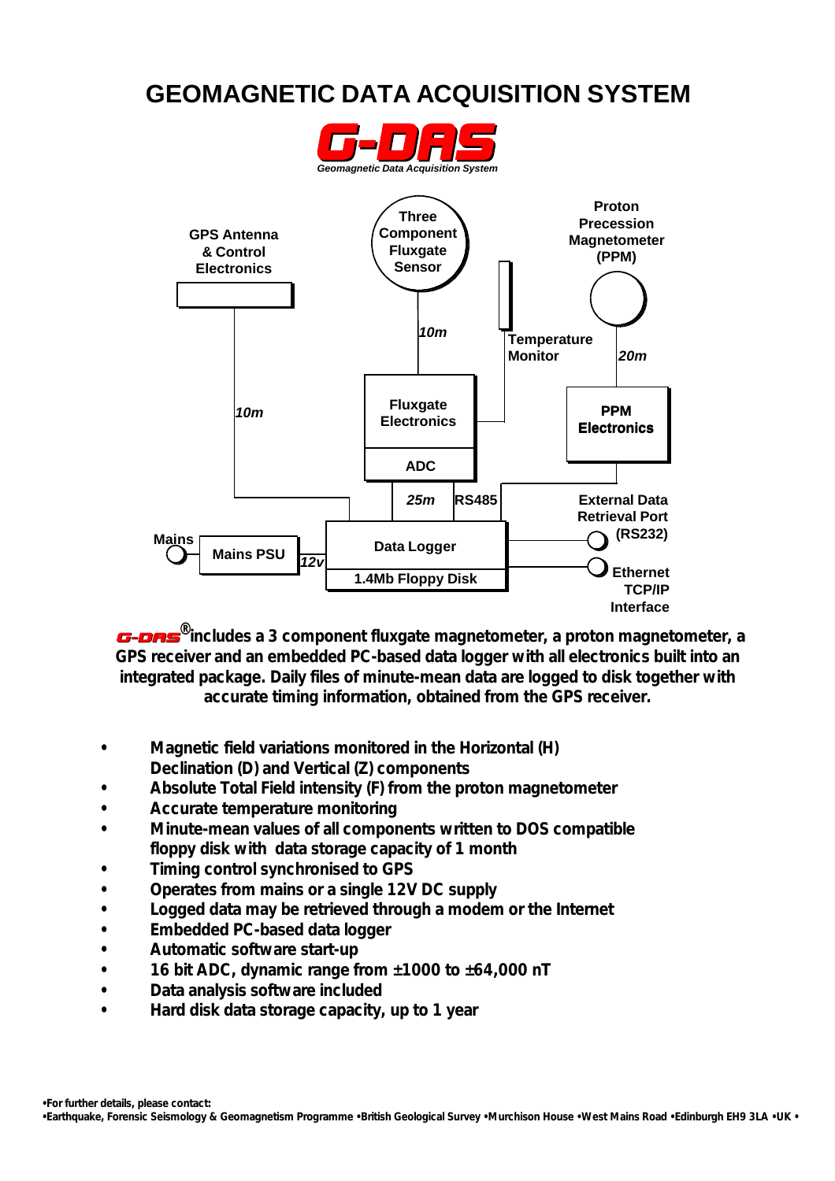# GEOMAGNETIC DATA ACQUISITION SYSTEM

**G-DAS**

*Geomagnetic Data Acquisition System*

GPS Antenna & Control Electronics

Three Component Fluxgate Sensor

Proton Precession Magnetometer (PPM)

10m

Temperature Monitor

20m

10m

Fluxgate Electronics

ADC

PPM Electronics

25m

RS485

External Data Retrieval Port (RS232)

Mains

Mains PSU

12v

Data Logger

1.4Mb Floppy Disk

Ethernet TCP/IP Interface

**G-DAS® includes a 3 component fluxgate magnetometer, a proton magnetometer, a GPS receiver and an embedded PC-based data logger with all electronics built into an integrated package. Daily files of minute-mean data are logged to disk together with accurate timing information, obtained from the GPS receiver.**

- **Magnetic field variations monitored in the Horizontal (H) Declination (D) and Vertical (Z) components**
- **Absolute Total Field intensity (F) from the proton magnetometer**
- **Accurate temperature monitoring**
- **Minute-mean values of all components written to DOS compatible floppy disk with data storage capacity of 1 month**
- **Timing control synchronised to GPS**
- **Operates from mains or a single 12V DC supply**
- **Logged data may be retrieved through a modem or the Internet**
- **Embedded PC-based data logger**
- **Automatic software start-up**
- **16 bit ADC, dynamic range from ±1000 to ±64,000 nT**
- **Data analysis software included**
- **Hard disk data storage capacity, up to 1 year**

•For further details, please contact:

•Earthquake, Forensic Seismology & Geomagnetism Programme •British Geological Survey •Murchison House •West Mains Road •Edinburgh EH9 3LA •UK •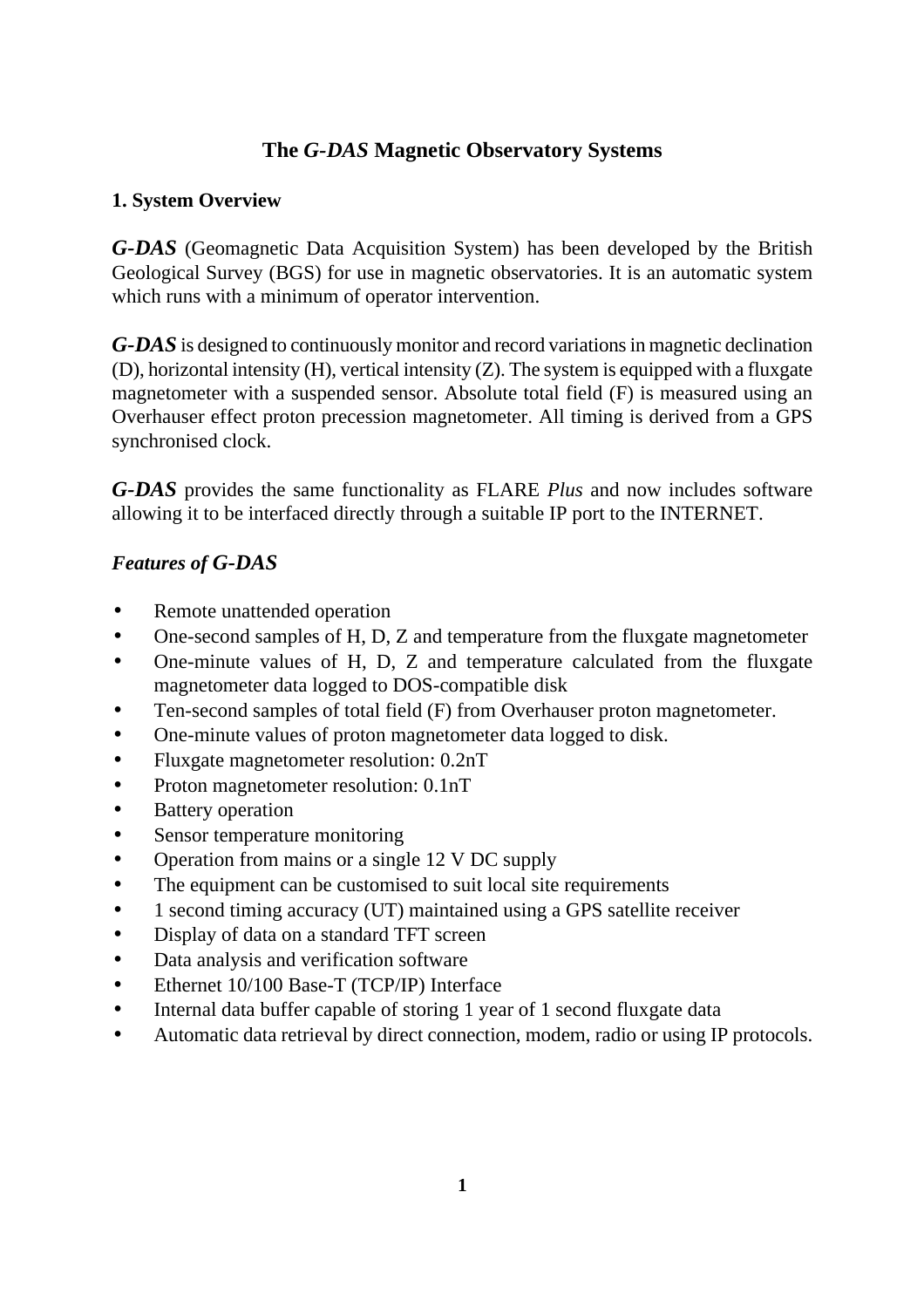# The *G-DAS* Magnetic Observatory Systems

## 1. System Overview

***G-DAS*** (Geomagnetic Data Acquisition System) has been developed by the British Geological Survey (BGS) for use in magnetic observatories. It is an automatic system which runs with a minimum of operator intervention.

***G-DAS*** is designed to continuously monitor and record variations in magnetic declination (D), horizontal intensity (H), vertical intensity (Z). The system is equipped with a fluxgate magnetometer with a suspended sensor. Absolute total field (F) is measured using an Overhauser effect proton precession magnetometer. All timing is derived from a GPS synchronised clock.

***G-DAS*** provides the same functionality as FLARE *Plus* and now includes software allowing it to be interfaced directly through a suitable IP port to the INTERNET.

### *Features of G-DAS*

- Remote unattended operation
- One-second samples of H, D, Z and temperature from the fluxgate magnetometer
- One-minute values of H, D, Z and temperature calculated from the fluxgate magnetometer data logged to DOS-compatible disk
- Ten-second samples of total field (F) from Overhauser proton magnetometer.
- One-minute values of proton magnetometer data logged to disk.
- Fluxgate magnetometer resolution: 0.2nT
- Proton magnetometer resolution: 0.1nT
- Battery operation
- Sensor temperature monitoring
- Operation from mains or a single 12 V DC supply
- The equipment can be customised to suit local site requirements
- 1 second timing accuracy (UT) maintained using a GPS satellite receiver
- Display of data on a standard TFT screen
- Data analysis and verification software
- Ethernet 10/100 Base-T (TCP/IP) Interface
- Internal data buffer capable of storing 1 year of 1 second fluxgate data
- Automatic data retrieval by direct connection, modem, radio or using IP protocols.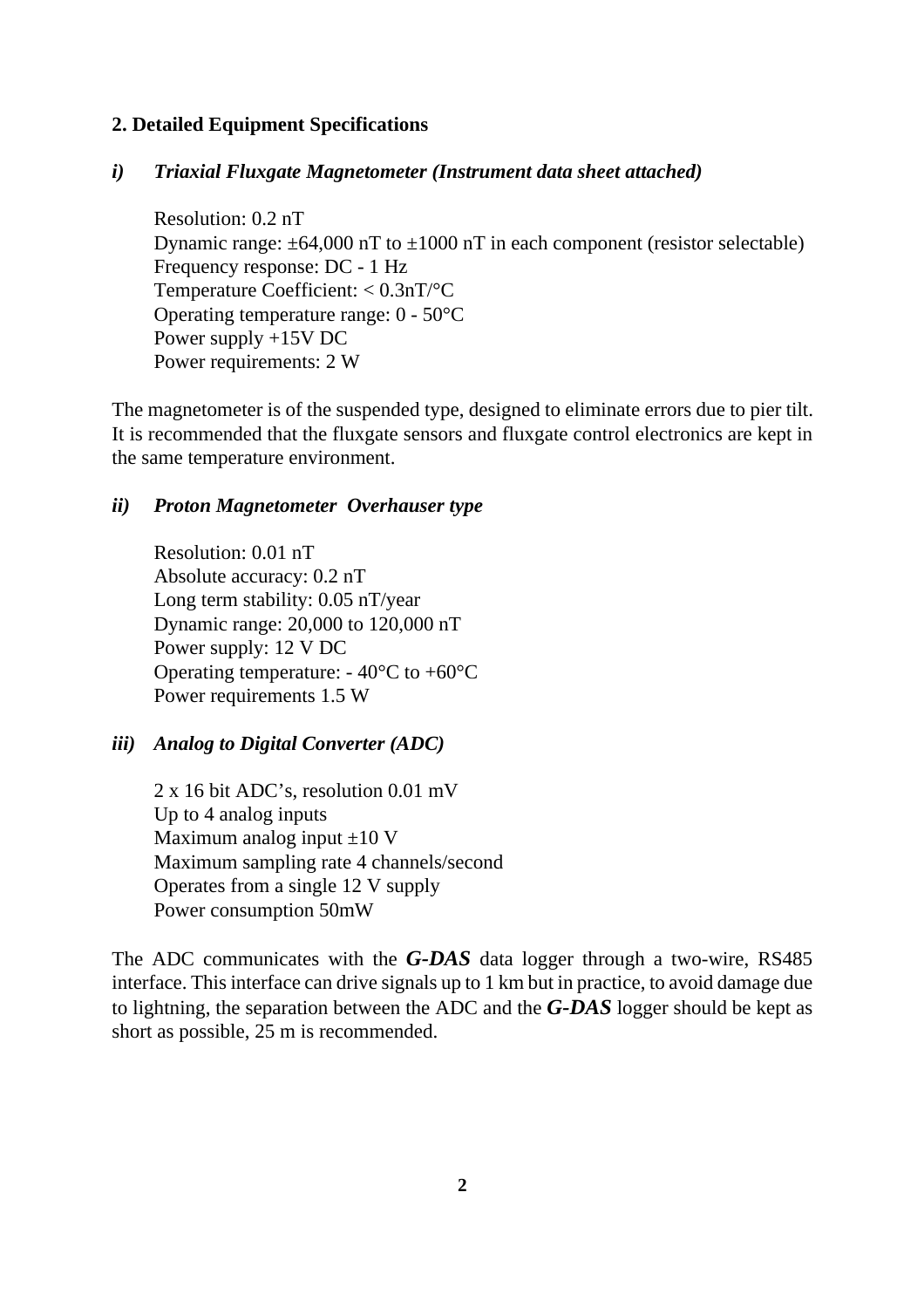## 2. Detailed Equipment Specifications

### *i) Triaxial Fluxgate Magnetometer (Instrument data sheet attached)*

Resolution: 0.2 nT
Dynamic range: ±64,000 nT to ±1000 nT in each component (resistor selectable)
Frequency response: DC - 1 Hz
Temperature Coefficient: < 0.3nT/°C
Operating temperature range: 0 - 50°C
Power supply +15V DC
Power requirements: 2 W

The magnetometer is of the suspended type, designed to eliminate errors due to pier tilt. It is recommended that the fluxgate sensors and fluxgate control electronics are kept in the same temperature environment.

### *ii) Proton Magnetometer Overhauser type*

Resolution: 0.01 nT
Absolute accuracy: 0.2 nT
Long term stability: 0.05 nT/year
Dynamic range: 20,000 to 120,000 nT
Power supply: 12 V DC
Operating temperature: - 40°C to +60°C
Power requirements 1.5 W

### *iii) Analog to Digital Converter (ADC)*

2 x 16 bit ADC's, resolution 0.01 mV
Up to 4 analog inputs
Maximum analog input ±10 V
Maximum sampling rate 4 channels/second
Operates from a single 12 V supply
Power consumption 50mW

The ADC communicates with the ***G-DAS*** data logger through a two-wire, RS485 interface. This interface can drive signals up to 1 km but in practice, to avoid damage due to lightning, the separation between the ADC and the ***G-DAS*** logger should be kept as short as possible, 25 m is recommended.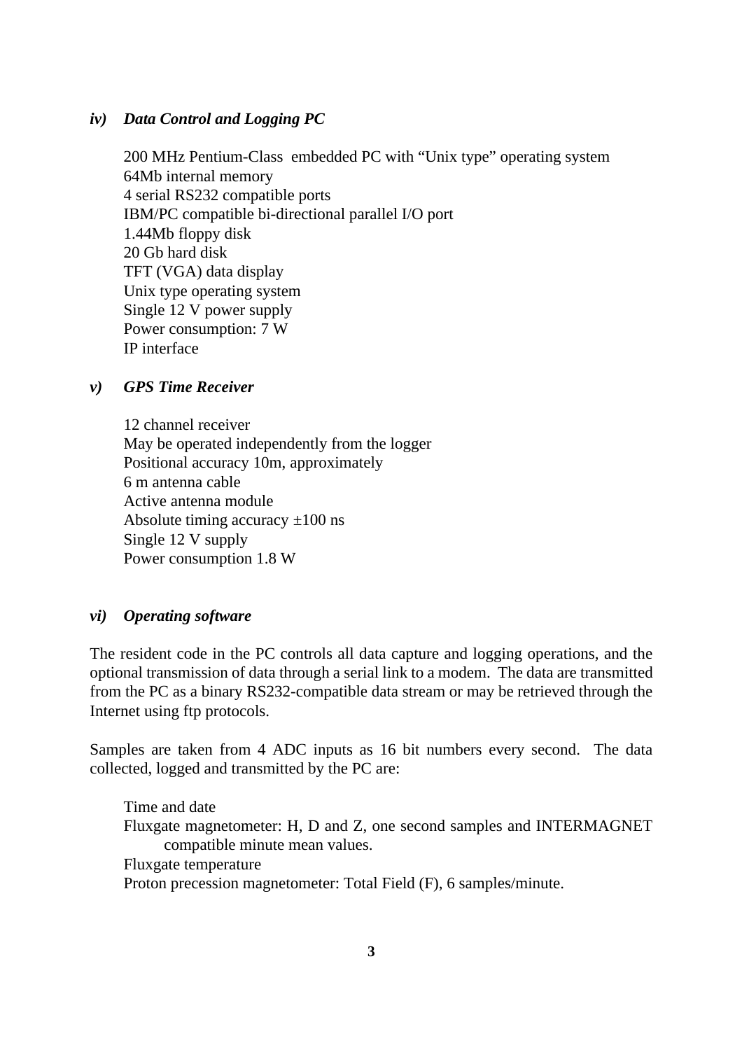### *iv) Data Control and Logging PC*

200 MHz Pentium-Class embedded PC with “Unix type” operating system
64Mb internal memory
4 serial RS232 compatible ports
IBM/PC compatible bi-directional parallel I/O port
1.44Mb floppy disk
20 Gb hard disk
TFT (VGA) data display
Unix type operating system
Single 12 V power supply
Power consumption: 7 W
IP interface

### *v) GPS Time Receiver*

12 channel receiver
May be operated independently from the logger
Positional accuracy 10m, approximately
6 m antenna cable
Active antenna module
Absolute timing accuracy ±100 ns
Single 12 V supply
Power consumption 1.8 W

### *vi) Operating software*

The resident code in the PC controls all data capture and logging operations, and the optional transmission of data through a serial link to a modem. The data are transmitted from the PC as a binary RS232-compatible data stream or may be retrieved through the Internet using ftp protocols.

Samples are taken from 4 ADC inputs as 16 bit numbers every second. The data collected, logged and transmitted by the PC are:

Time and date
Fluxgate magnetometer: H, D and Z, one second samples and INTERMAGNET compatible minute mean values.
Fluxgate temperature
Proton precession magnetometer: Total Field (F), 6 samples/minute.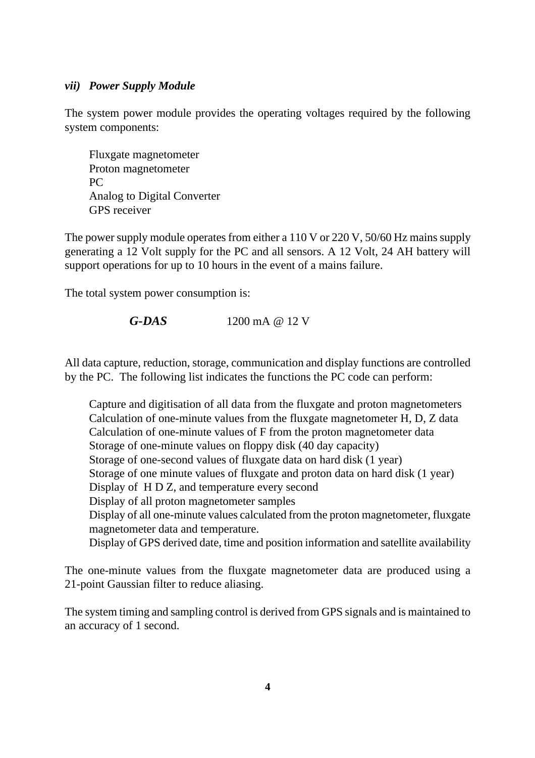### *vii) Power Supply Module*

The system power module provides the operating voltages required by the following system components:

- Fluxgate magnetometer
- Proton magnetometer
- PC
- Analog to Digital Converter
- GPS receiver

The power supply module operates from either a 110 V or 220 V, 50/60 Hz mains supply generating a 12 Volt supply for the PC and all sensors. A 12 Volt, 24 AH battery will support operations for up to 10 hours in the event of a mains failure.

The total system power consumption is:

| | |
|---|---|
| ***G-DAS*** | 1200 mA @ 12 V |

All data capture, reduction, storage, communication and display functions are controlled by the PC. The following list indicates the functions the PC code can perform:

- Capture and digitisation of all data from the fluxgate and proton magnetometers
- Calculation of one-minute values from the fluxgate magnetometer H, D, Z data
- Calculation of one-minute values of F from the proton magnetometer data
- Storage of one-minute values on floppy disk (40 day capacity)
- Storage of one-second values of fluxgate data on hard disk (1 year)
- Storage of one minute values of fluxgate and proton data on hard disk (1 year)
- Display of H D Z, and temperature every second
- Display of all proton magnetometer samples
- Display of all one-minute values calculated from the proton magnetometer, fluxgate magnetometer data and temperature.
- Display of GPS derived date, time and position information and satellite availability

The one-minute values from the fluxgate magnetometer data are produced using a 21-point Gaussian filter to reduce aliasing.

The system timing and sampling control is derived from GPS signals and is maintained to an accuracy of 1 second.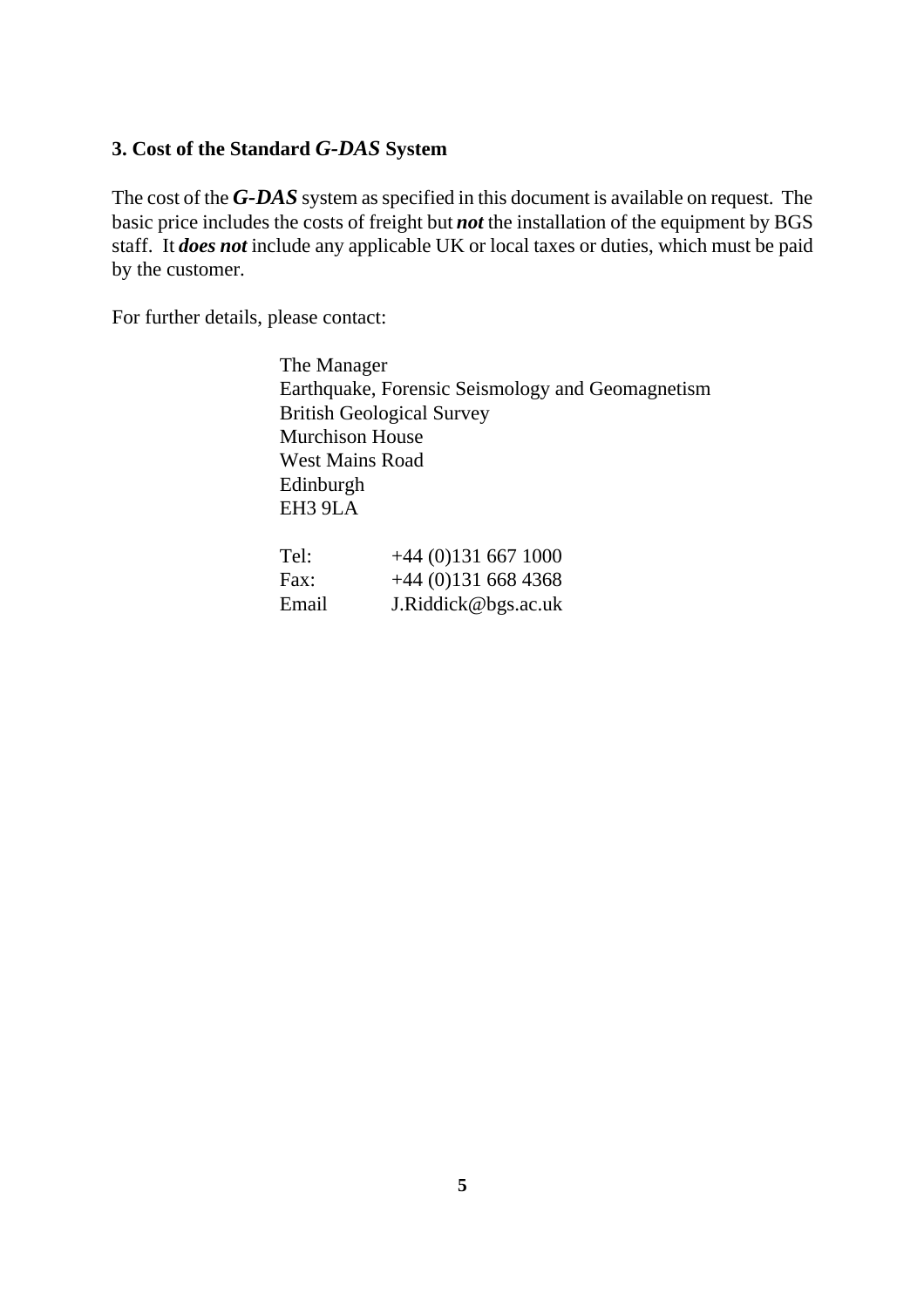### 3. Cost of the Standard *G-DAS* System

The cost of the ***G-DAS*** system as specified in this document is available on request. The basic price includes the costs of freight but ***not*** the installation of the equipment by BGS staff. It ***does not*** include any applicable UK or local taxes or duties, which must be paid by the customer.

For further details, please contact:

The Manager  
Earthquake, Forensic Seismology and Geomagnetism  
British Geological Survey  
Murchison House  
West Mains Road  
Edinburgh  
EH3 9LA

Tel: +44 (0)131 667 1000  
Fax: +44 (0)131 668 4368  
Email J.Riddick@bgs.ac.uk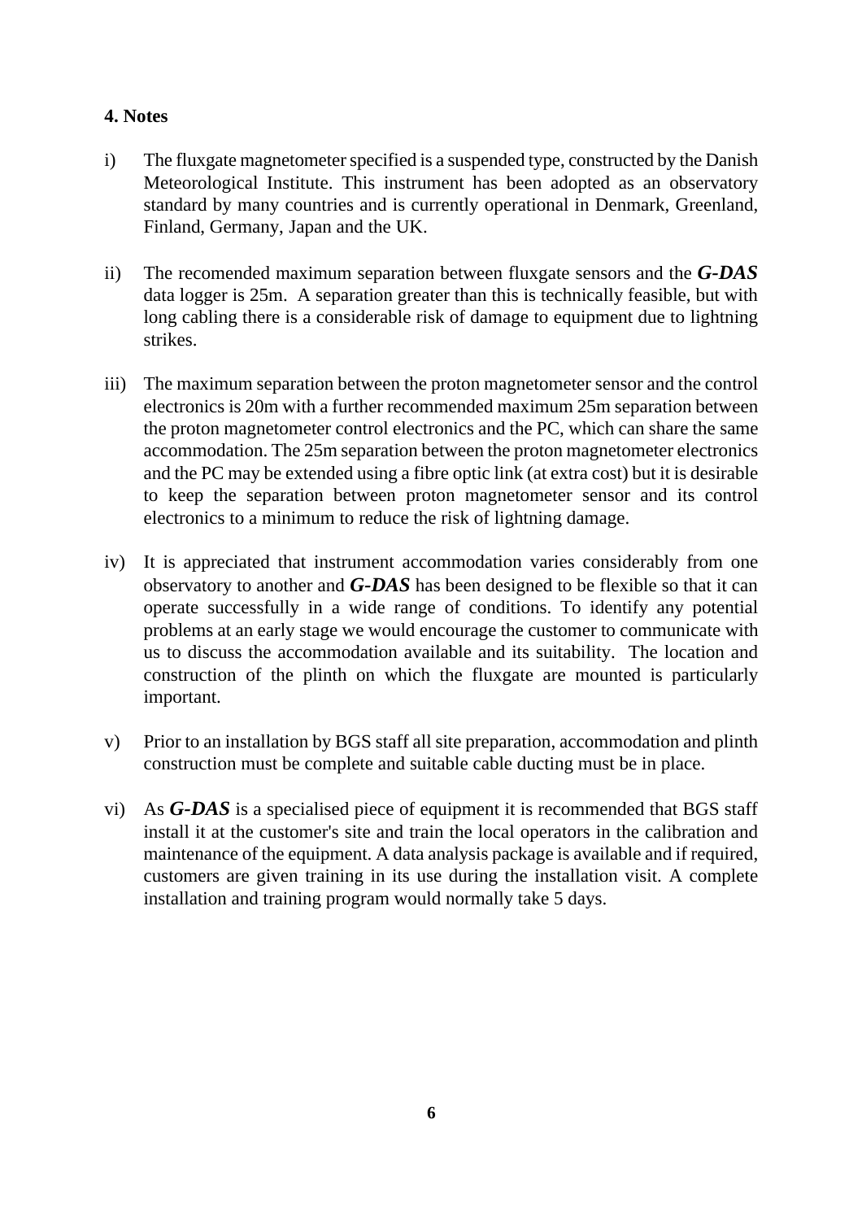## 4. Notes

i) The fluxgate magnetometer specified is a suspended type, constructed by the Danish Meteorological Institute. This instrument has been adopted as an observatory standard by many countries and is currently operational in Denmark, Greenland, Finland, Germany, Japan and the UK.

ii) The recomended maximum separation between fluxgate sensors and the ***G-DAS*** data logger is 25m. A separation greater than this is technically feasible, but with long cabling there is a considerable risk of damage to equipment due to lightning strikes.

iii) The maximum separation between the proton magnetometer sensor and the control electronics is 20m with a further recommended maximum 25m separation between the proton magnetometer control electronics and the PC, which can share the same accommodation. The 25m separation between the proton magnetometer electronics and the PC may be extended using a fibre optic link (at extra cost) but it is desirable to keep the separation between proton magnetometer sensor and its control electronics to a minimum to reduce the risk of lightning damage.

iv) It is appreciated that instrument accommodation varies considerably from one observatory to another and ***G-DAS*** has been designed to be flexible so that it can operate successfully in a wide range of conditions. To identify any potential problems at an early stage we would encourage the customer to communicate with us to discuss the accommodation available and its suitability. The location and construction of the plinth on which the fluxgate are mounted is particularly important.

v) Prior to an installation by BGS staff all site preparation, accommodation and plinth construction must be complete and suitable cable ducting must be in place.

vi) As ***G-DAS*** is a specialised piece of equipment it is recommended that BGS staff install it at the customer's site and train the local operators in the calibration and maintenance of the equipment. A data analysis package is available and if required, customers are given training in its use during the installation visit. A complete installation and training program would normally take 5 days.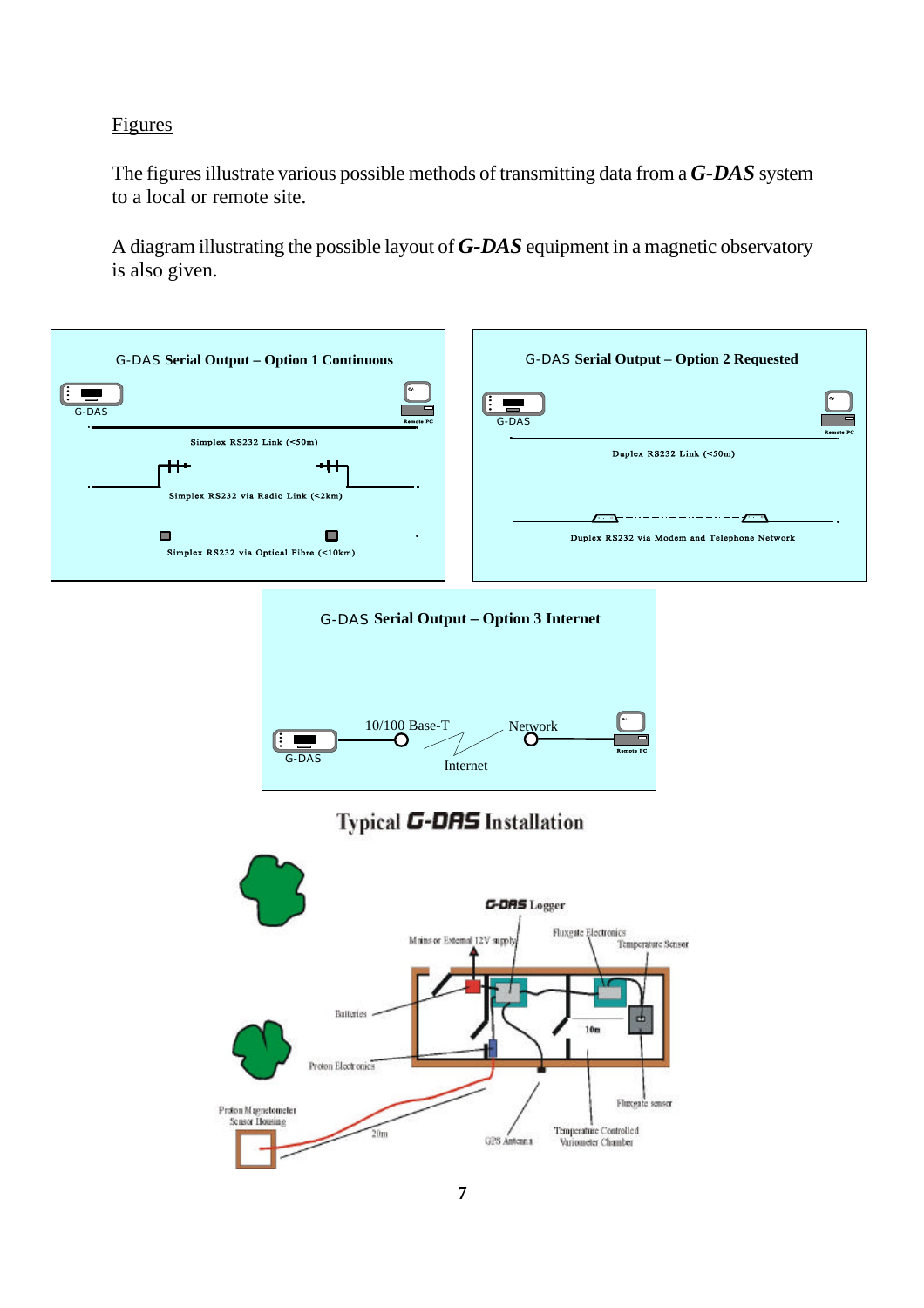Figures

The figures illustrate various possible methods of transmitting data from a ***G-DAS*** system to a local or remote site.

A diagram illustrating the possible layout of ***G-DAS*** equipment in a magnetic observatory is also given.

G-DAS **Serial Output – Option 1 Continuous**

G-DAS

Remote PC

Simplex RS232 Link (<50m)

Simplex RS232 via Radio Link (<2km)

Simplex RS232 via Optical Fibre (<10km)

G-DAS **Serial Output – Option 2 Requested**

G-DAS

Remote PC

Duplex RS232 Link (<50m)

Duplex RS232 via Modem and Telephone Network

G-DAS **Serial Output – Option 3 Internet**

10/100 Base-T

Network

G-DAS

Internet

Remote PC

**Typical *G-DAS* Installation**

*G-DAS* Logger

Mains or External 12V supply

Fluxgate Electronics

Temperature Sensor

Batteries

10m

Proton Electronics

Fluxgate sensor

Proton Magnetometer Sensor Housing

20m

GPS Antenna

Temperature Controlled Variometer Chamber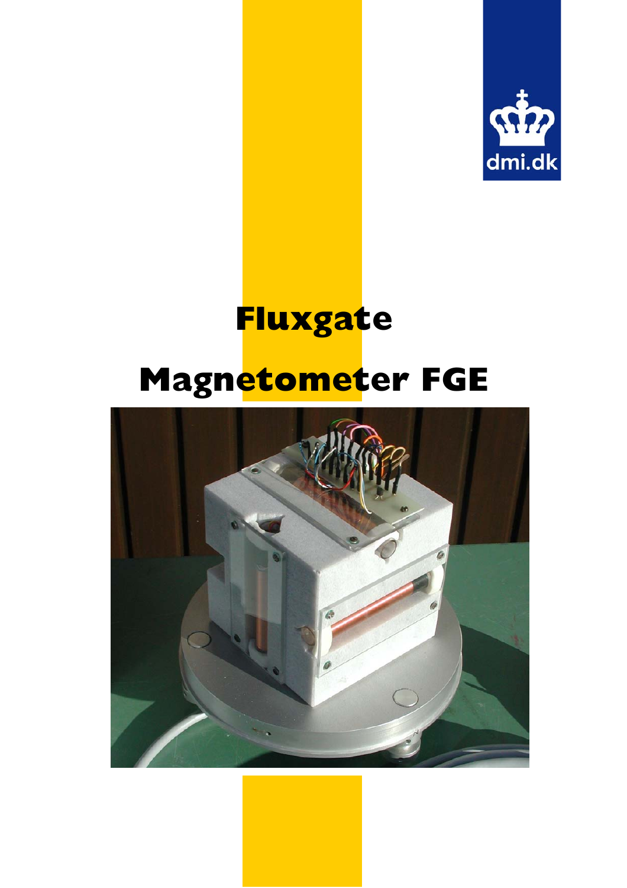dmi.dk

# Fluxgate

# Magnetometer FGE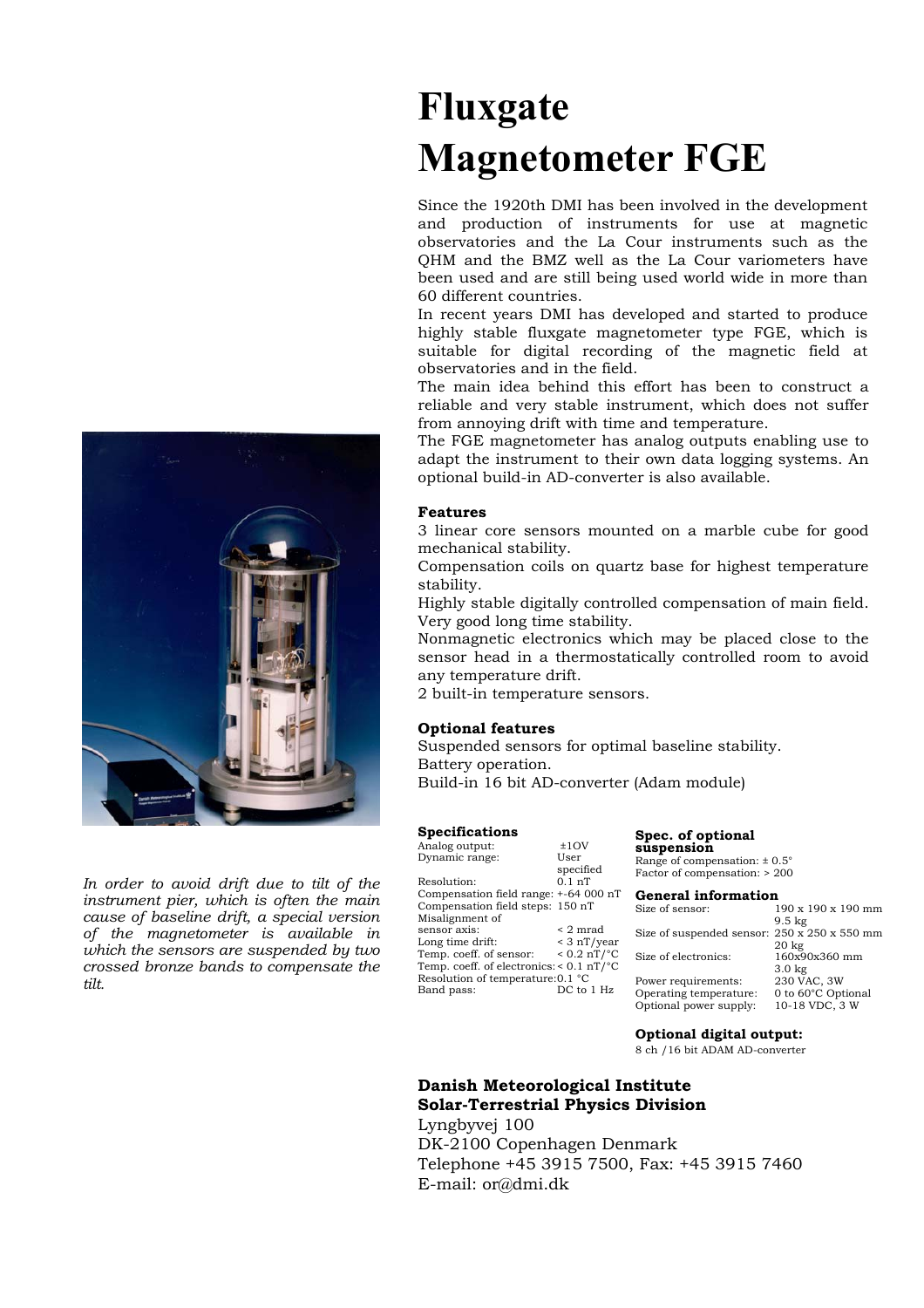# Fluxgate Magnetometer FGE

Since the 1920th DMI has been involved in the development and production of instruments for use at magnetic observatories and the La Cour instruments such as the QHM and the BMZ well as the La Cour variometers have been used and are still being used world wide in more than 60 different countries.

In recent years DMI has developed and started to produce highly stable fluxgate magnetometer type FGE, which is suitable for digital recording of the magnetic field at observatories and in the field.

The main idea behind this effort has been to construct a reliable and very stable instrument, which does not suffer from annoying drift with time and temperature.

The FGE magnetometer has analog outputs enabling use to adapt the instrument to their own data logging systems. An optional build-in AD-converter is also available.

*In order to avoid drift due to tilt of the instrument pier, which is often the main cause of baseline drift, a special version of the magnetometer is available in which the sensors are suspended by two crossed bronze bands to compensate the tilt.*

**Features**

3 linear core sensors mounted on a marble cube for good mechanical stability.

Compensation coils on quartz base for highest temperature stability.

Highly stable digitally controlled compensation of main field.

Very good long time stability.

Nonmagnetic electronics which may be placed close to the sensor head in a thermostatically controlled room to avoid any temperature drift.

2 built-in temperature sensors.

**Optional features**

Suspended sensors for optimal baseline stability.

Battery operation.

Build-in 16 bit AD-converter (Adam module)

**Specifications**

| | |
|---|---|
| Analog output: | ±1OV |
| Dynamic range: | User specified |
| Resolution: | 0.1 nT |
| Compensation field range: | +-64 000 nT |
| Compensation field steps: | 150 nT |
| Misalignment of sensor axis: | < 2 mrad |
| Long time drift: | < 3 nT/year |
| Temp. coeff. of sensor: | < 0.2 nT/°C |
| Temp. coeff. of electronics: | < 0.1 nT/°C |
| Resolution of temperature: | 0.1 °C |
| Band pass: | DC to 1 Hz |

**Spec. of optional suspension**

Range of compensation: ± 0.5°

Factor of compensation: > 200

**General information**

| | |
|---|---|
| Size of sensor: | 190 x 190 x 190 mm 9.5 kg |
| Size of suspended sensor: | 250 x 250 x 550 mm 20 kg |
| Size of electronics: | 160x90x360 mm 3.0 kg |
| Power requirements: | 230 VAC, 3W |
| Operating temperature: | 0 to 60°C Optional |
| Optional power supply: | 10-18 VDC, 3 W |

**Optional digital output:**

8 ch /16 bit ADAM AD-converter

**Danish Meteorological Institute**
**Solar-Terrestrial Physics Division**

Lyngbyvej 100

DK-2100 Copenhagen Denmark

Telephone +45 3915 7500, Fax: +45 3915 7460

E-mail: or@dmi.dk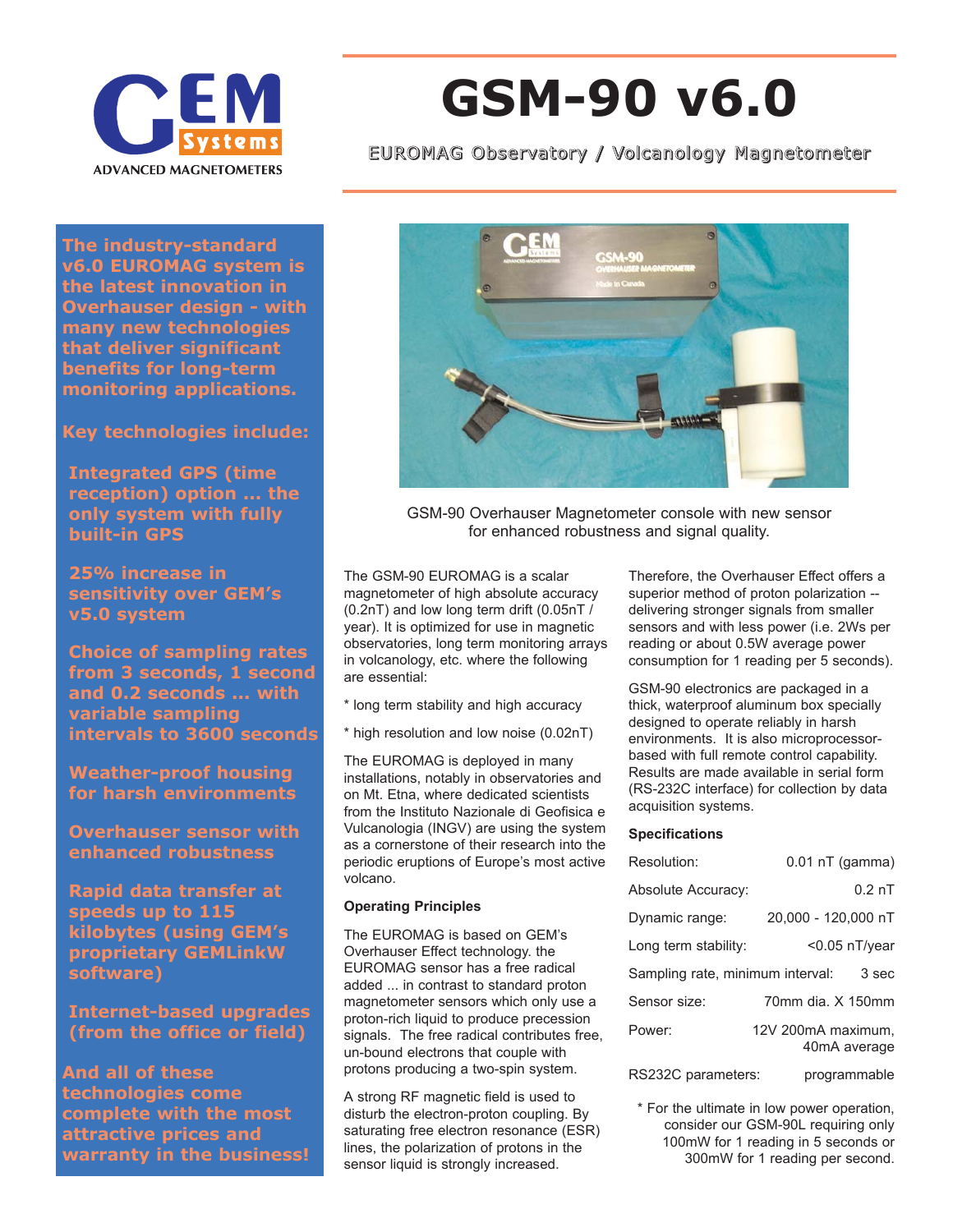GEM Systems

ADVANCED MAGNETOMETERS

# GSM-90 v6.0

EUROMAG Observatory / Volcanology Magnetometer

**The industry-standard v6.0 EUROMAG system is the latest innovation in Overhauser design - with many new technologies that deliver significant benefits for long-term monitoring applications.**

**Key technologies include:**

**Integrated GPS (time reception) option ... the only system with fully built-in GPS**

**25% increase in sensitivity over GEM's v5.0 system**

**Choice of sampling rates from 3 seconds, 1 second and 0.2 seconds ... with variable sampling intervals to 3600 seconds**

**Weather-proof housing for harsh environments**

**Overhauser sensor with enhanced robustness**

**Rapid data transfer at speeds up to 115 kilobytes (using GEM's proprietary GEMLinkW software)**

**Internet-based upgrades (from the office or field)**

**And all of these technologies come complete with the most attractive prices and warranty in the business!**

GSM-90 Overhauser Magnetometer console with new sensor for enhanced robustness and signal quality.

The GSM-90 EUROMAG is a scalar magnetometer of high absolute accuracy (0.2nT) and low long term drift (0.05nT / year). It is optimized for use in magnetic observatories, long term monitoring arrays in volcanology, etc. where the following are essential:

* long term stability and high accuracy

* high resolution and low noise (0.02nT)

The EUROMAG is deployed in many installations, notably in observatories and on Mt. Etna, where dedicated scientists from the Instituto Nazionale di Geofisica e Vulcanologia (INGV) are using the system as a cornerstone of their research into the periodic eruptions of Europe's most active volcano.

**Operating Principles**

The EUROMAG is based on GEM's Overhauser Effect technology. the EUROMAG sensor has a free radical added ... in contrast to standard proton magnetometer sensors which only use a proton-rich liquid to produce precession signals. The free radical contributes free, un-bound electrons that couple with protons producing a two-spin system.

A strong RF magnetic field is used to disturb the electron-proton coupling. By saturating free electron resonance (ESR) lines, the polarization of protons in the sensor liquid is strongly increased.

Therefore, the Overhauser Effect offers a superior method of proton polarization -- delivering stronger signals from smaller sensors and with less power (i.e. 2Ws per reading or about 0.5W average power consumption for 1 reading per 5 seconds).

GSM-90 electronics are packaged in a thick, waterproof aluminum box specially designed to operate reliably in harsh environments. It is also microprocessor-based with full remote control capability. Results are made available in serial form (RS-232C interface) for collection by data acquisition systems.

**Specifications**

| | |
|---|---|
| Resolution: | 0.01 nT (gamma) |
| Absolute Accuracy: | 0.2 nT |
| Dynamic range: | 20,000 - 120,000 nT |
| Long term stability: | <0.05 nT/year |
| Sampling rate, minimum interval: | 3 sec |
| Sensor size: | 70mm dia. X 150mm |
| Power: | 12V 200mA maximum, 40mA average |
| RS232C parameters: | programmable |

* For the ultimate in low power operation, consider our GSM-90L requiring only 100mW for 1 reading in 5 seconds or 300mW for 1 reading per second.